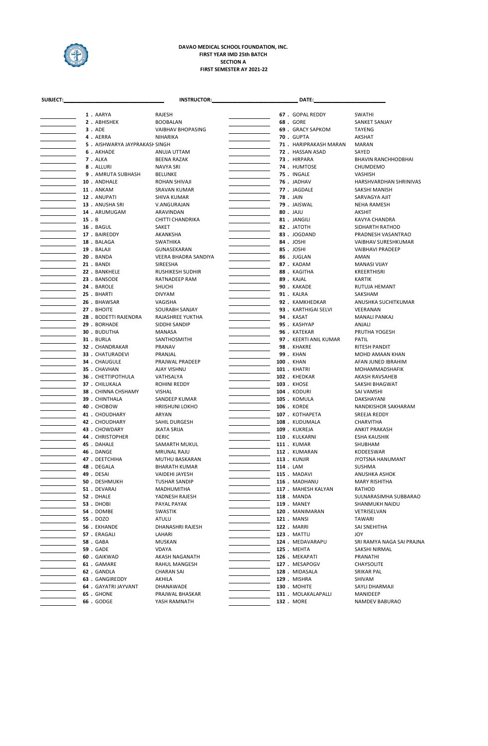**DAVAO MEDICAL SCHOOL FOUNDATION, INC.**
**FIRST YEAR IMD 25th BATCH**
**SECTION A**
**FIRST SEMESTER AY 2021-22**

SUBJECT:\_\_\_\_\_\_\_\_\_\_\_\_\_\_\_\_ INSTRUCTOR:\_\_\_\_\_\_\_\_\_\_\_\_\_\_\_\_ DATE:\_\_\_\_\_\_\_\_\_\_\_\_\_\_\_\_

| | No. | Last Name | First Name |
|---|---|---|---|
| | 1 | AARYA | RAJESH |
| | 2 | ABHISHEK | BOOBALAN |
| | 3 | ADE | VAIBHAV BHOPASING |
| | 4 | AERRA | NIHARIKA |
| | 5 | AISHWARYA JAYPRAKASH | SINGH |
| | 6 | AKHADE | ANUJA UTTAM |
| | 7 | ALKA | BEENA RAZAK |
| | 8 | ALLURI | NAVYA SRI |
| | 9 | AMRUTA SUBHASH | BELUNKE |
| | 10 | ANDHALE | ROHAN SHIVAJI |
| | 11 | ANKAM | SRAVAN KUMAR |
| | 12 | ANUPATI | SHIVA KUMAR |
| | 13 | ANUSHA SRI | V.ANGURAJAN |
| | 14 | ARUMUGAM | ARAVINDAN |
| | 15 | B | CHITTI CHANDRIKA |
| | 16 | BAGUL | SAKET |
| | 17 | BAIREDDY | AKANKSHA |
| | 18 | BALAGA | SWATHIKA |
| | 19 | BALAJI | GUNASEKARAN |
| | 20 | BANDA | VEERA BHADRA SANDIYA |
| | 21 | BANDI | SIREESHA |
| | 22 | BANKHELE | RUSHIKESH SUDHIR |
| | 23 | BANSODE | RATNADEEP RAM |
| | 24 | BAROLE | SHUCHI |
| | 25 | BHARTI | DIVYAM |
| | 26 | BHAWSAR | VAGISHA |
| | 27 | BHOITE | SOURABH SANJAY |
| | 28 | BODETTI RAJENDRA | RAJASHREE YUKTHA |
| | 29 | BORHADE | SIDDHI SANDIP |
| | 30 | BUDUTHA | MANASA |
| | 31 | BURLA | SANTHOSMITHI |
| | 32 | CHANDRAKAR | PRANAV |
| | 33 | CHATURADEVI | PRANJAL |
| | 34 | CHAUGULE | PRAJWAL PRADEEP |
| | 35 | CHAVHAN | AJAY VISHNU |
| | 36 | CHETTIPOTHULA | VATHSALYA |
| | 37 | CHILUKALA | ROHINI REDDY |
| | 38 | CHINNA CHSHAMY | VISHAL |
| | 39 | CHINTHALA | SANDEEP KUMAR |
| | 40 | CHOBOW | HRIISHUNI LOKHO |
| | 41 | CHOUDHARY | ARYAN |
| | 42 | CHOUDHARY | SAHIL DURGESH |
| | 43 | CHOWDARY | JKATA SRIJA |
| | 44 | CHRISTOPHER | DERIC |
| | 45 | DAHALE | SAMARTH MUKUL |
| | 46 | DANGE | MRUNAL RAJU |
| | 47 | DEETCHIHA | MUTHU BASKARAN |
| | 48 | DEGALA | BHARATH KUMAR |
| | 49 | DESAI | VAIDEHI JAYESH |
| | 50 | DESHMUKH | TUSHAR SANDIP |
| | 51 | DEVARAJ | MADHUMITHA |
| | 52 | DHALE | YADNESH RAJESH |
| | 53 | DHOBI | PAYAL PAYAK |
| | 54 | DOMBE | SWASTIK |
| | 55 | DOZO | ATULU |
| | 56 | EKHANDE | DHANASHRI RAJESH |
| | 57 | ERAGALI | LAHARI |
| | 58 | GABA | MUSKAN |
| | 59 | GADE | VDAYA |
| | 60 | GAIKWAD | AKASH NAGANATH |
| | 61 | GAMARE | RAHUL MANGESH |
| | 62 | GANDLA | CHARAN SAI |
| | 63 | GANGIREDDY | AKHILA |
| | 64 | GAYATRI JAYVANT | DHANAWADE |
| | 65 | GHONE | PRAJWAL BHASKAR |
| | 66 | GODGE | YASH RAMNATH |
| | 67 | GOPAL REDDY | SWATHI |
| | 68 | GORE | SANKET SANJAY |
| | 69 | GRACY SAPKOM | TAYENG |
| | 70 | GUPTA | AKSHAT |
| | 71 | HARIPRAKASH MARAN | MARAN |
| | 72 | HASSAN ASAD | SAYED |
| | 73 | HIRPARA | BHAVIN RANCHHODBHAI |
| | 74 | HUMTOSE | CHUMDEMO |
| | 75 | INGALE | VASHISH |
| | 76 | JADHAV | HARSHVARDHAN SHRINIVAS |
| | 77 | JAGDALE | SAKSHI MANISH |
| | 78 | JAIN | SARVAGYA AJIT |
| | 79 | JAISWAL | NEHA RAMESH |
| | 80 | JAJU | AKSHIT |
| | 81 | JANGILI | KAVYA CHANDRA |
| | 82 | JATOTH | SIDHARTH RATHOD |
| | 83 | JOGDAND | PRADNESH VASANTRAO |
| | 84 | JOSHI | VAIBHAV SURESHKUMAR |
| | 85 | JOSHI | VAIBHAVI PRADEEP |
| | 86 | JUGLAN | AMAN |
| | 87 | KADAM | MANASI VIJAY |
| | 88 | KAGITHA | KREERTHISRI |
| | 89 | KAJAL | KARTIK |
| | 90 | KAKADE | RUTUJA HEMANT |
| | 91 | KALRA | SAKSHAM |
| | 92 | KAMKHEDKAR | ANUSHKA SUCHITKUMAR |
| | 93 | KARTHIGAI SELVI | VEERANAN |
| | 94 | KASAT | MANALI PANKAJ |
| | 95 | KASHYAP | ANJALI |
| | 96 | KATEKAR | PRUTHA YOGESH |
| | 97 | KEERTI ANIL KUMAR | PATIL |
| | 98 | KHAKRE | RITESH PANDIT |
| | 99 | KHAN | MOHD AMAAN KHAN |
| | 100 | KHAN | AFAN JUNED IBRAHIM |
| | 101 | KHATRI | MOHAMMADSHAFIK |
| | 102 | KHEDKAR | AKASH RAVSAHEB |
| | 103 | KHOSE | SAKSHI BHAGWAT |
| | 104 | KODURI | SAI VAMSHI |
| | 105 | KOMULA | DAKSHAYANI |
| | 106 | KORDE | NANDKISHOR SAKHARAM |
| | 107 | KOTHAPETA | SREEJA REDDY |
| | 108 | KUDUMALA | CHARVITHA |
| | 109 | KUKREJA | ANKIT PRAKASH |
| | 110 | KULKARNI | ESHA KAUSHIK |
| | 111 | KUMAR | SHUBHAM |
| | 112 | KUMARAN | KODEESWAR |
| | 113 | KUNJIR | JYOTSNA HANUMANT |
| | 114 | LAM | SUSHMA |
| | 115 | MADAVI | ANUSHKA ASHOK |
| | 116 | MADHANU | MARY RISHITHA |
| | 117 | MAHESH KALYAN | RATHOD |
| | 118 | MANDA | SULNARASIMHA SUBBARAO |
| | 119 | MANEY | SHANMUKH NAIDU |
| | 120 | MANIMARAN | VETRISELVAN |
| | 121 | MANSI | TAWARI |
| | 122 | MARRI | SAI SNEHITHA |
| | 123 | MATTU | JOY |
| | 124 | MEDAVARAPU | SRI RAMYA NAGA SAI PRAJNA |
| | 125 | MEHTA | SAKSHI NIRMAL |
| | 126 | MEKAPATI | PRANATHI |
| | 127 | MESAPOGV | CHAYSOLITE |
| | 128 | MIDASALA | SRIKAR PAL |
| | 129 | MISHRA | SHIVAM |
| | 130 | MOHITE | SAYLI DHARMAJI |
| | 131 | MOLAKALAPALLI | MANIDEEP |
| | 132 | MORE | NAMDEV BABURAO |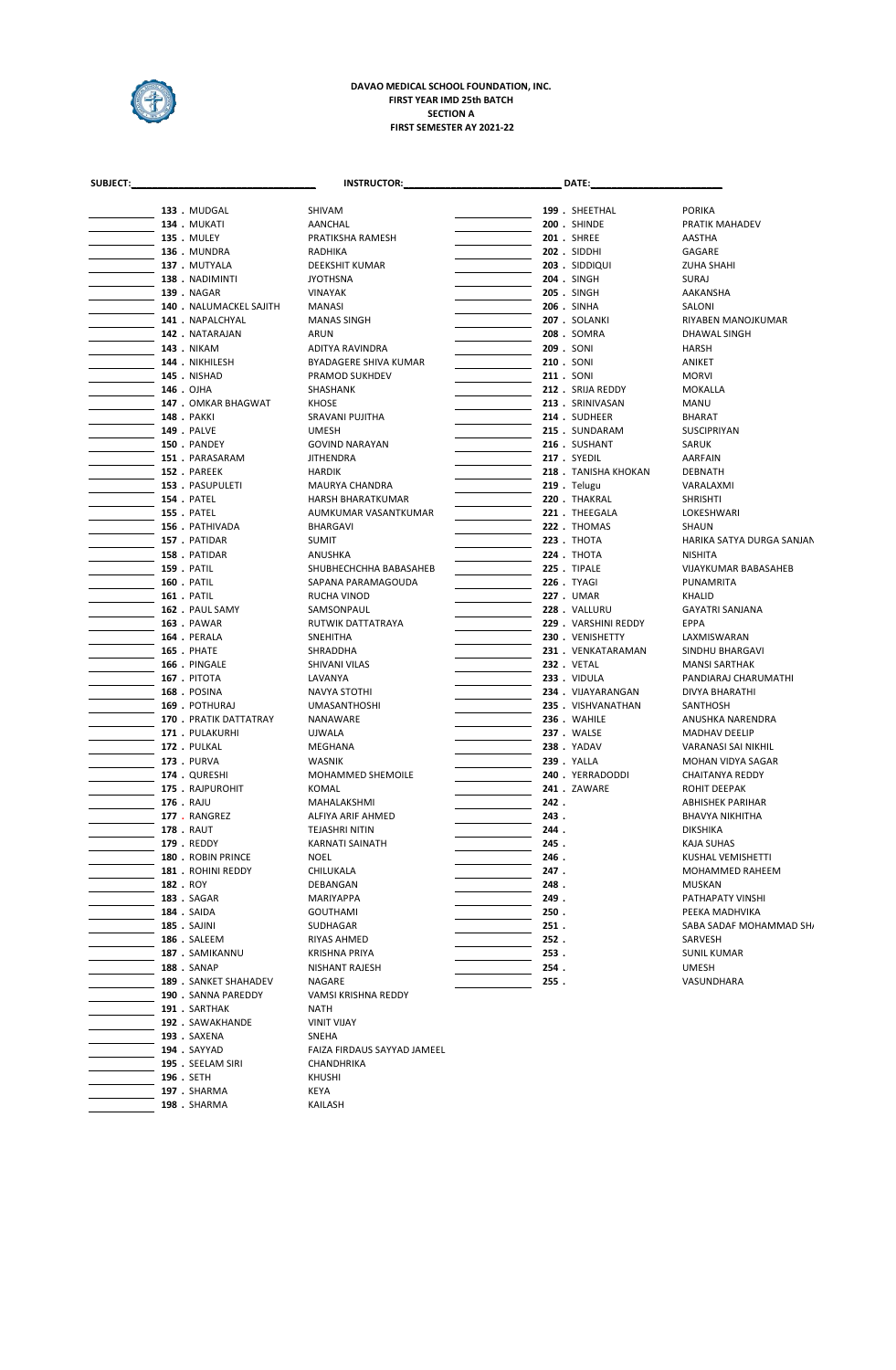**DAVAO MEDICAL SCHOOL FOUNDATION, INC.**
**FIRST YEAR IMD 25th BATCH**
**SECTION A**
**FIRST SEMESTER AY 2021-22**

**SUBJECT:**\_\_\_\_\_\_\_\_\_\_\_\_\_\_\_\_\_\_\_\_ **INSTRUCTOR:**\_\_\_\_\_\_\_\_\_\_\_\_\_\_\_\_\_\_\_\_ **DATE:**\_\_\_\_\_\_\_\_\_\_\_\_\_\_\_\_\_\_\_\_

| | No. | Surname | Given Name |
|---|---|---|---|
| | 133 | MUDGAL | SHIVAM |
| | 134 | MUKATI | AANCHAL |
| | 135 | MULEY | PRATIKSHA RAMESH |
| | 136 | MUNDRA | RADHIKA |
| | 137 | MUTYALA | DEEKSHIT KUMAR |
| | 138 | NADIMINTI | JYOTHSNA |
| | 139 | NAGAR | VINAYAK |
| | 140 | NALUMACKEL SAJITH | MANASI |
| | 141 | NAPALCHYAL | MANAS SINGH |
| | 142 | NATARAJAN | ARUN |
| | 143 | NIKAM | ADITYA RAVINDRA |
| | 144 | NIKHILESH | BYADAGERE SHIVA KUMAR |
| | 145 | NISHAD | PRAMOD SUKHDEV |
| | 146 | OJHA | SHASHANK |
| | 147 | OMKAR BHAGWAT | KHOSE |
| | 148 | PAKKI | SRAVANI PUJITHA |
| | 149 | PALVE | UMESH |
| | 150 | PANDEY | GOVIND NARAYAN |
| | 151 | PARASARAM | JITHENDRA |
| | 152 | PAREEK | HARDIK |
| | 153 | PASUPULETI | MAURYA CHANDRA |
| | 154 | PATEL | HARSH BHARATKUMAR |
| | 155 | PATEL | AUMKUMAR VASANTKUMAR |
| | 156 | PATHIVADA | BHARGAVI |
| | 157 | PATIDAR | SUMIT |
| | 158 | PATIDAR | ANUSHKA |
| | 159 | PATIL | SHUBHECHCHHA BABASAHEB |
| | 160 | PATIL | SAPANA PARAMAGOUDA |
| | 161 | PATIL | RUCHA VINOD |
| | 162 | PAUL SAMY | SAMSONPAUL |
| | 163 | PAWAR | RUTWIK DATTATRAYA |
| | 164 | PERALA | SNEHITHA |
| | 165 | PHATE | SHRADDHA |
| | 166 | PINGALE | SHIVANI VILAS |
| | 167 | PITOTA | LAVANYA |
| | 168 | POSINA | NAVYA STOTHI |
| | 169 | POTHURAJ | UMASANTHOSHI |
| | 170 | PRATIK DATTATRAY | NANAWARE |
| | 171 | PULAKURHI | UJWALA |
| | 172 | PULKAL | MEGHANA |
| | 173 | PURVA | WASNIK |
| | 174 | QURESHI | MOHAMMED SHEMOILE |
| | 175 | RAJPUROHIT | KOMAL |
| | 176 | RAJU | MAHALAKSHMI |
| | 177 | RANGREZ | ALFIYA ARIF AHMED |
| | 178 | RAUT | TEJASHRI NITIN |
| | 179 | REDDY | KARNATI SAINATH |
| | 180 | ROBIN PRINCE | NOEL |
| | 181 | ROHINI REDDY | CHILUKALA |
| | 182 | ROY | DEBANGAN |
| | 183 | SAGAR | MARIYAPPA |
| | 184 | SAIDA | GOUTHAMI |
| | 185 | SAJINI | SUDHAGAR |
| | 186 | SALEEM | RIYAS AHMED |
| | 187 | SAMIKANNU | KRISHNA PRIYA |
| | 188 | SANAP | NISHANT RAJESH |
| | 189 | SANKET SHAHADEV | NAGARE |
| | 190 | SANNA PAREDDY | VAMSI KRISHNA REDDY |
| | 191 | SARTHAK | NATH |
| | 192 | SAWAKHANDE | VINIT VIJAY |
| | 193 | SAXENA | SNEHA |
| | 194 | SAYYAD | FAIZA FIRDAUS SAYYAD JAMEEL |
| | 195 | SEELAM SIRI | CHANDHRIKA |
| | 196 | SETH | KHUSHI |
| | 197 | SHARMA | KEYA |
| | 198 | SHARMA | KAILASH |
| | 199 | SHEETHAL | PORIKA |
| | 200 | SHINDE | PRATIK MAHADEV |
| | 201 | SHREE | AASTHA |
| | 202 | SIDDHI | GAGARE |
| | 203 | SIDDIQUI | ZUHA SHAHI |
| | 204 | SINGH | SURAJ |
| | 205 | SINGH | AAKANSHA |
| | 206 | SINHA | SALONI |
| | 207 | SOLANKI | RIYABEN MANOJKUMAR |
| | 208 | SOMRA | DHAWAL SINGH |
| | 209 | SONI | HARSH |
| | 210 | SONI | ANIKET |
| | 211 | SONI | MORVI |
| | 212 | SRIJA REDDY | MOKALLA |
| | 213 | SRINIVASAN | MANU |
| | 214 | SUDHEER | BHARAT |
| | 215 | SUNDARAM | SUSCIPRIYAN |
| | 216 | SUSHANT | SARUK |
| | 217 | SYEDIL | AARFAIN |
| | 218 | TANISHA KHOKAN | DEBNATH |
| | 219 | Telugu | VARALAXMI |
| | 220 | THAKRAL | SHRISHTI |
| | 221 | THEEGALA | LOKESHWARI |
| | 222 | THOMAS | SHAUN |
| | 223 | THOTA | HARIKA SATYA DURGA SANJAN |
| | 224 | THOTA | NISHITA |
| | 225 | TIPALE | VIJAYKUMAR BABASAHEB |
| | 226 | TYAGI | PUNAMRITA |
| | 227 | UMAR | KHALID |
| | 228 | VALLURU | GAYATRI SANJANA |
| | 229 | VARSHINI REDDY | EPPA |
| | 230 | VENISHETTY | LAXMISWARAN |
| | 231 | VENKATARAMAN | SINDHU BHARGAVI |
| | 232 | VETAL | MANSI SARTHAK |
| | 233 | VIDULA | PANDIARAJ CHARUMATHI |
| | 234 | VIJAYARANGAN | DIVYA BHARATHI |
| | 235 | VISHVANATHAN | SANTHOSH |
| | 236 | WAHILE | ANUSHKA NARENDRA |
| | 237 | WALSE | MADHAV DEELIP |
| | 238 | YADAV | VARANASI SAI NIKHIL |
| | 239 | YALLA | MOHAN VIDYA SAGAR |
| | 240 | YERRADODDI | CHAITANYA REDDY |
| | 241 | ZAWARE | ROHIT DEEPAK |
| | 242 | | ABHISHEK PARIHAR |
| | 243 | | BHAVYA NIKHITHA |
| | 244 | | DIKSHIKA |
| | 245 | | KAJA SUHAS |
| | 246 | | KUSHAL VEMISHETTI |
| | 247 | | MOHAMMED RAHEEM |
| | 248 | | MUSKAN |
| | 249 | | PATHAPATY VINSHI |
| | 250 | | PEEKA MADHVIKA |
| | 251 | | SABA SADAF MOHAMMAD SH/ |
| | 252 | | SARVESH |
| | 253 | | SUNIL KUMAR |
| | 254 | | UMESH |
| | 255 | | VASUNDHARA |